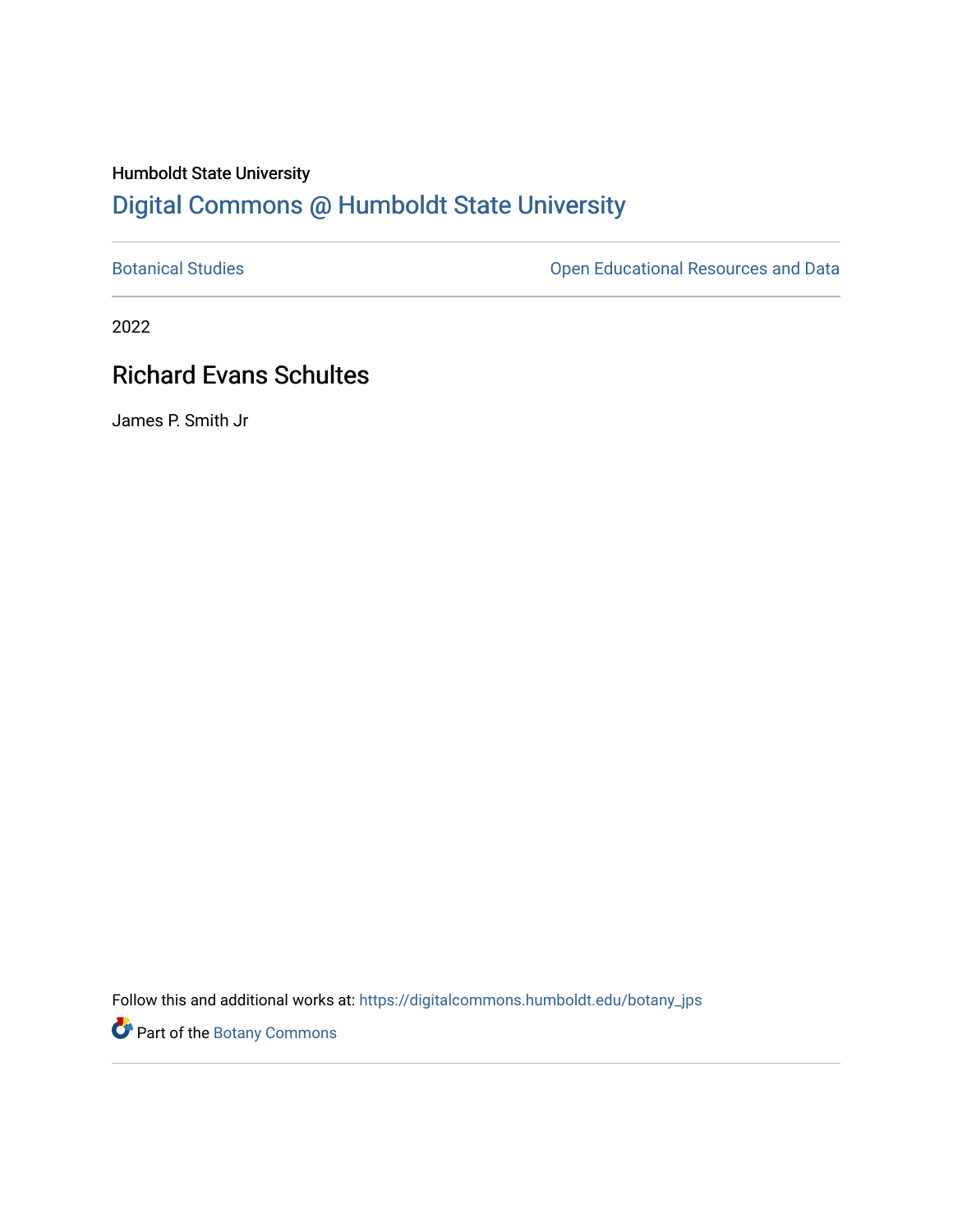Humboldt State University

# Digital Commons @ Humboldt State University

Botanical Studies

Open Educational Resources and Data

2022

## Richard Evans Schultes

James P. Smith Jr

Follow this and additional works at: https://digitalcommons.humboldt.edu/botany_jps

Part of the Botany Commons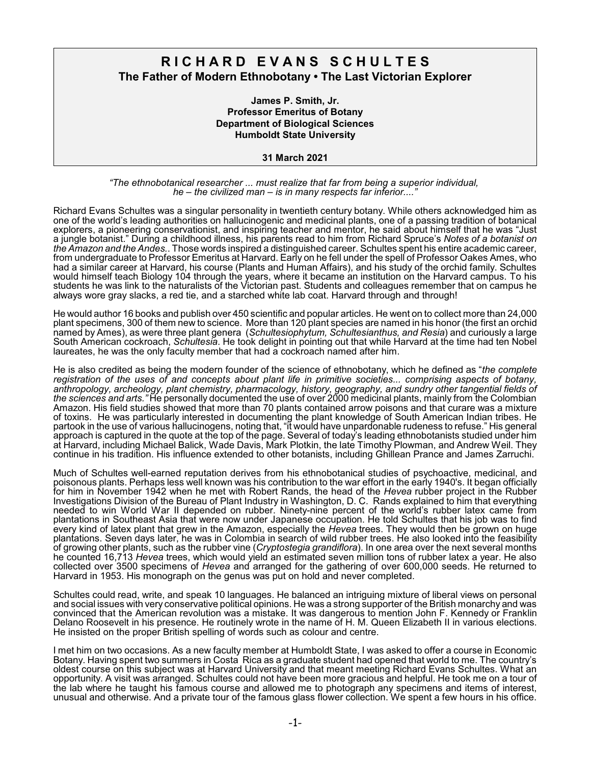# RICHARD EVANS SCHULTES

**The Father of Modern Ethnobotany • The Last Victorian Explorer**

**James P. Smith, Jr.**
**Professor Emeritus of Botany**
**Department of Biological Sciences**
**Humboldt State University**

**31 March 2021**

*"The ethnobotanical researcher ... must realize that far from being a superior individual, he – the civilized man – is in many respects far inferior...."*

Richard Evans Schultes was a singular personality in twentieth century botany. While others acknowledged him as one of the world's leading authorities on hallucinogenic and medicinal plants, one of a passing tradition of botanical explorers, a pioneering conservationist, and inspiring teacher and mentor, he said about himself that he was "Just a jungle botanist." During a childhood illness, his parents read to him from Richard Spruce's *Notes of a botanist on the Amazon and the Andes.*. Those words inspired a distinguished career. Schultes spent his entire academic career, from undergraduate to Professor Emeritus at Harvard. Early on he fell under the spell of Professor Oakes Ames, who had a similar career at Harvard, his course (Plants and Human Affairs), and his study of the orchid family. Schultes would himself teach Biology 104 through the years, where it became an institution on the Harvard campus. To his students he was link to the naturalists of the Victorian past. Students and colleagues remember that on campus he always wore gray slacks, a red tie, and a starched white lab coat. Harvard through and through!

He would author 16 books and publish over 450 scientific and popular articles. He went on to collect more than 24,000 plant specimens, 300 of them new to science. More than 120 plant species are named in his honor (the first an orchid named by Ames), as were three plant genera (*Schultesiophytum, Schultesianthus, and Resia*) and curiously a large South American cockroach, *Schultesia*. He took delight in pointing out that while Harvard at the time had ten Nobel laureates, he was the only faculty member that had a cockroach named after him.

He is also credited as being the modern founder of the science of ethnobotany, which he defined as "*the complete registration of the uses of and concepts about plant life in primitive societies... comprising aspects of botany, anthropology, archeology, plant chemistry, pharmacology, history, geography, and sundry other tangential fields of the sciences and arts."* He personally documented the use of over 2000 medicinal plants, mainly from the Colombian Amazon. His field studies showed that more than 70 plants contained arrow poisons and that curare was a mixture of toxins. He was particularly interested in documenting the plant knowledge of South American Indian tribes. He partook in the use of various hallucinogens, noting that, "it would have unpardonable rudeness to refuse." His general approach is captured in the quote at the top of the page. Several of today's leading ethnobotanists studied under him at Harvard, including Michael Balick, Wade Davis, Mark Plotkin, the late Timothy Plowman, and Andrew Weil. They continue in his tradition. His influence extended to other botanists, including Ghillean Prance and James Zarruchi.

Much of Schultes well-earned reputation derives from his ethnobotanical studies of psychoactive, medicinal, and poisonous plants. Perhaps less well known was his contribution to the war effort in the early 1940's. It began officially for him in November 1942 when he met with Robert Rands, the head of the *Hevea* rubber project in the Rubber Investigations Division of the Bureau of Plant Industry in Washington, D. C. Rands explained to him that everything needed to win World War II depended on rubber. Ninety-nine percent of the world's rubber latex came from plantations in Southeast Asia that were now under Japanese occupation. He told Schultes that his job was to find every kind of latex plant that grew in the Amazon, especially the *Hevea* trees. They would then be grown on huge plantations. Seven days later, he was in Colombia in search of wild rubber trees. He also looked into the feasibility of growing other plants, such as the rubber vine (*Cryptostegia grandiflora*). In one area over the next several months he counted 16,713 *Hevea* trees, which would yield an estimated seven million tons of rubber latex a year. He also collected over 3500 specimens of *Hevea* and arranged for the gathering of over 600,000 seeds. He returned to Harvard in 1953. His monograph on the genus was put on hold and never completed.

Schultes could read, write, and speak 10 languages. He balanced an intriguing mixture of liberal views on personal and social issues with very conservative political opinions. He was a strong supporter of the British monarchy and was convinced that the American revolution was a mistake. It was dangerous to mention John F. Kennedy or Franklin Delano Roosevelt in his presence. He routinely wrote in the name of H. M. Queen Elizabeth II in various elections. He insisted on the proper British spelling of words such as colour and centre.

I met him on two occasions. As a new faculty member at Humboldt State, I was asked to offer a course in Economic Botany. Having spent two summers in Costa Rica as a graduate student had opened that world to me. The country's oldest course on this subject was at Harvard University and that meant meeting Richard Evans Schultes. What an opportunity. A visit was arranged. Schultes could not have been more gracious and helpful. He took me on a tour of the lab where he taught his famous course and allowed me to photograph any specimens and items of interest, unusual and otherwise. And a private tour of the famous glass flower collection. We spent a few hours in his office.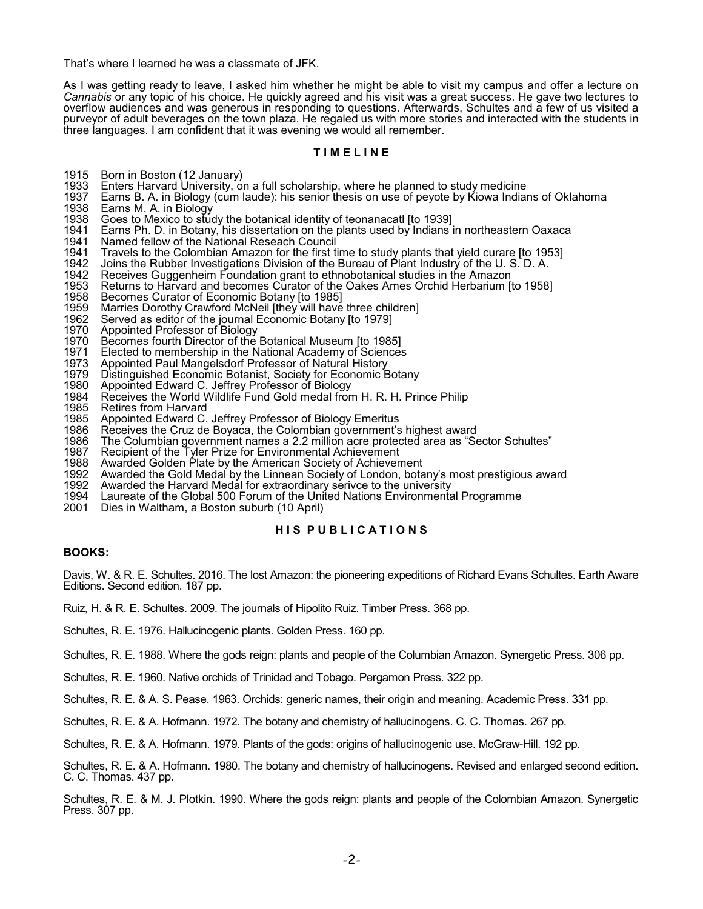That's where I learned he was a classmate of JFK.

As I was getting ready to leave, I asked him whether he might be able to visit my campus and offer a lecture on *Cannabis* or any topic of his choice. He quickly agreed and his visit was a great success. He gave two lectures to overflow audiences and was generous in responding to questions. Afterwards, Schultes and a few of us visited a purveyor of adult beverages on the town plaza. He regaled us with more stories and interacted with the students in three languages. I am confident that it was evening we would all remember.

## T I M E L I N E

1915 Born in Boston (12 January)
1933 Enters Harvard University, on a full scholarship, where he planned to study medicine
1937 Earns B. A. in Biology (cum laude): his senior thesis on use of peyote by Kiowa Indians of Oklahoma
1938 Earns M. A. in Biology
1938 Goes to Mexico to study the botanical identity of teonanacatl [to 1939]
1941 Earns Ph. D. in Botany, his dissertation on the plants used by Indians in northeastern Oaxaca
1941 Named fellow of the National Reseach Council
1941 Travels to the Colombian Amazon for the first time to study plants that yield curare [to 1953]
1942 Joins the Rubber Investigations Division of the Bureau of Plant Industry of the U. S. D. A.
1942 Receives Guggenheim Foundation grant to ethnobotanical studies in the Amazon
1953 Returns to Harvard and becomes Curator of the Oakes Ames Orchid Herbarium [to 1958]
1958 Becomes Curator of Economic Botany [to 1985]
1959 Marries Dorothy Crawford McNeil [they will have three children]
1962 Served as editor of the journal Economic Botany [to 1979]
1970 Appointed Professor of Biology
1970 Becomes fourth Director of the Botanical Museum [to 1985]
1971 Elected to membership in the National Academy of Sciences
1973 Appointed Paul Mangelsdorf Professor of Natural History
1979 Distinguished Economic Botanist, Society for Economic Botany
1980 Appointed Edward C. Jeffrey Professor of Biology
1984 Receives the World Wildlife Fund Gold medal from H. R. H. Prince Philip
1985 Retires from Harvard
1985 Appointed Edward C. Jeffrey Professor of Biology Emeritus
1986 Receives the Cruz de Boyaca, the Colombian government's highest award
1986 The Columbian government names a 2.2 million acre protected area as "Sector Schultes"
1987 Recipient of the Tyler Prize for Environmental Achievement
1988 Awarded Golden Plate by the American Society of Achievement
1992 Awarded the Gold Medal by the Linnean Society of London, botany's most prestigious award
1992 Awarded the Harvard Medal for extraordinary serivce to the university
1994 Laureate of the Global 500 Forum of the United Nations Environmental Programme
2001 Dies in Waltham, a Boston suburb (10 April)

## H I S P U B L I C A T I O N S

**BOOKS:**

Davis, W. & R. E. Schultes. 2016. The lost Amazon: the pioneering expeditions of Richard Evans Schultes. Earth Aware Editions. Second edition. 187 pp.

Ruiz, H. & R. E. Schultes. 2009. The journals of Hipolito Ruiz. Timber Press. 368 pp.

Schultes, R. E. 1976. Hallucinogenic plants. Golden Press. 160 pp.

Schultes, R. E. 1988. Where the gods reign: plants and people of the Columbian Amazon. Synergetic Press. 306 pp.

Schultes, R. E. 1960. Native orchids of Trinidad and Tobago. Pergamon Press. 322 pp.

Schultes, R. E. & A. S. Pease. 1963. Orchids: generic names, their origin and meaning. Academic Press. 331 pp.

Schultes, R. E. & A. Hofmann. 1972. The botany and chemistry of hallucinogens. C. C. Thomas. 267 pp.

Schultes, R. E. & A. Hofmann. 1979. Plants of the gods: origins of hallucinogenic use. McGraw-Hill. 192 pp.

Schultes, R. E. & A. Hofmann. 1980. The botany and chemistry of hallucinogens. Revised and enlarged second edition. C. C. Thomas. 437 pp.

Schultes, R. E. & M. J. Plotkin. 1990. Where the gods reign: plants and people of the Colombian Amazon. Synergetic Press. 307 pp.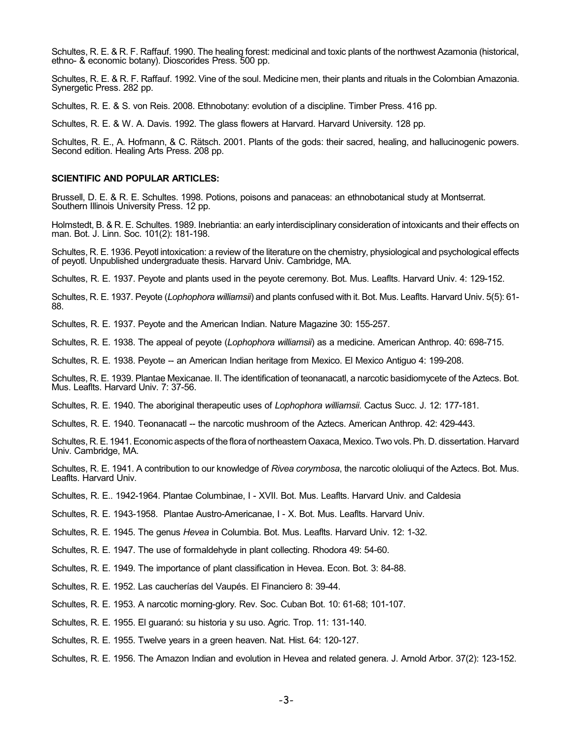Schultes, R. E. & R. F. Raffauf. 1990. The healing forest: medicinal and toxic plants of the northwest Azamonia (historical, ethno- & economic botany). Dioscorides Press. 500 pp.

Schultes, R. E. & R. F. Raffauf. 1992. Vine of the soul. Medicine men, their plants and rituals in the Colombian Amazonia. Synergetic Press. 282 pp.

Schultes, R. E. & S. von Reis. 2008. Ethnobotany: evolution of a discipline. Timber Press. 416 pp.

Schultes, R. E. & W. A. Davis. 1992. The glass flowers at Harvard. Harvard University. 128 pp.

Schultes, R. E., A. Hofmann, & C. Rätsch. 2001. Plants of the gods: their sacred, healing, and hallucinogenic powers. Second edition. Healing Arts Press. 208 pp.

**SCIENTIFIC AND POPULAR ARTICLES:**

Brussell, D. E. & R. E. Schultes. 1998. Potions, poisons and panaceas: an ethnobotanical study at Montserrat. Southern Illinois University Press. 12 pp.

Holmstedt, B. & R. E. Schultes. 1989. Inebriantia: an early interdisciplinary consideration of intoxicants and their effects on man. Bot. J. Linn. Soc. 101(2): 181-198.

Schultes, R. E. 1936. Peyotl intoxication: a review of the literature on the chemistry, physiological and psychological effects of peyotl. Unpublished undergraduate thesis. Harvard Univ. Cambridge, MA.

Schultes, R. E. 1937. Peyote and plants used in the peyote ceremony. Bot. Mus. Leaflts. Harvard Univ. 4: 129-152.

Schultes, R. E. 1937. Peyote (*Lophophora williamsii*) and plants confused with it. Bot. Mus. Leaflts. Harvard Univ. 5(5): 61-88.

Schultes, R. E. 1937. Peyote and the American Indian. Nature Magazine 30: 155-257.

Schultes, R. E. 1938. The appeal of peyote (*Lophophora williamsii*) as a medicine. American Anthrop. 40: 698-715.

Schultes, R. E. 1938. Peyote -- an American Indian heritage from Mexico. El Mexico Antiguo 4: 199-208.

Schultes, R. E. 1939. Plantae Mexicanae. II. The identification of teonanacatl, a narcotic basidiomycete of the Aztecs. Bot. Mus. Leaflts. Harvard Univ. 7: 37-56.

Schultes, R. E. 1940. The aboriginal therapeutic uses of *Lophophora williamsii*. Cactus Succ. J. 12: 177-181.

Schultes, R. E. 1940. Teonanacatl -- the narcotic mushroom of the Aztecs. American Anthrop. 42: 429-443.

Schultes, R. E. 1941. Economic aspects of the flora of northeastern Oaxaca, Mexico. Two vols. Ph. D. dissertation. Harvard Univ. Cambridge, MA.

Schultes, R. E. 1941. A contribution to our knowledge of *Rivea corymbosa*, the narcotic ololiuqui of the Aztecs. Bot. Mus. Leaflts. Harvard Univ.

Schultes, R. E.. 1942-1964. Plantae Columbinae, I - XVII. Bot. Mus. Leaflts. Harvard Univ. and Caldesia

Schultes, R. E. 1943-1958. Plantae Austro-Americanae, I - X. Bot. Mus. Leaflts. Harvard Univ.

Schultes, R. E. 1945. The genus *Hevea* in Columbia. Bot. Mus. Leaflts. Harvard Univ. 12: 1-32.

Schultes, R. E. 1947. The use of formaldehyde in plant collecting. Rhodora 49: 54-60.

Schultes, R. E. 1949. The importance of plant classification in Hevea. Econ. Bot. 3: 84-88.

Schultes, R. E. 1952. Las caucherías del Vaupés. El Financiero 8: 39-44.

Schultes, R. E. 1953. A narcotic morning-glory. Rev. Soc. Cuban Bot. 10: 61-68; 101-107.

Schultes, R. E. 1955. El guaranó: su historia y su uso. Agric. Trop. 11: 131-140.

Schultes, R. E. 1955. Twelve years in a green heaven. Nat. Hist. 64: 120-127.

Schultes, R. E. 1956. The Amazon Indian and evolution in Hevea and related genera. J. Arnold Arbor. 37(2): 123-152.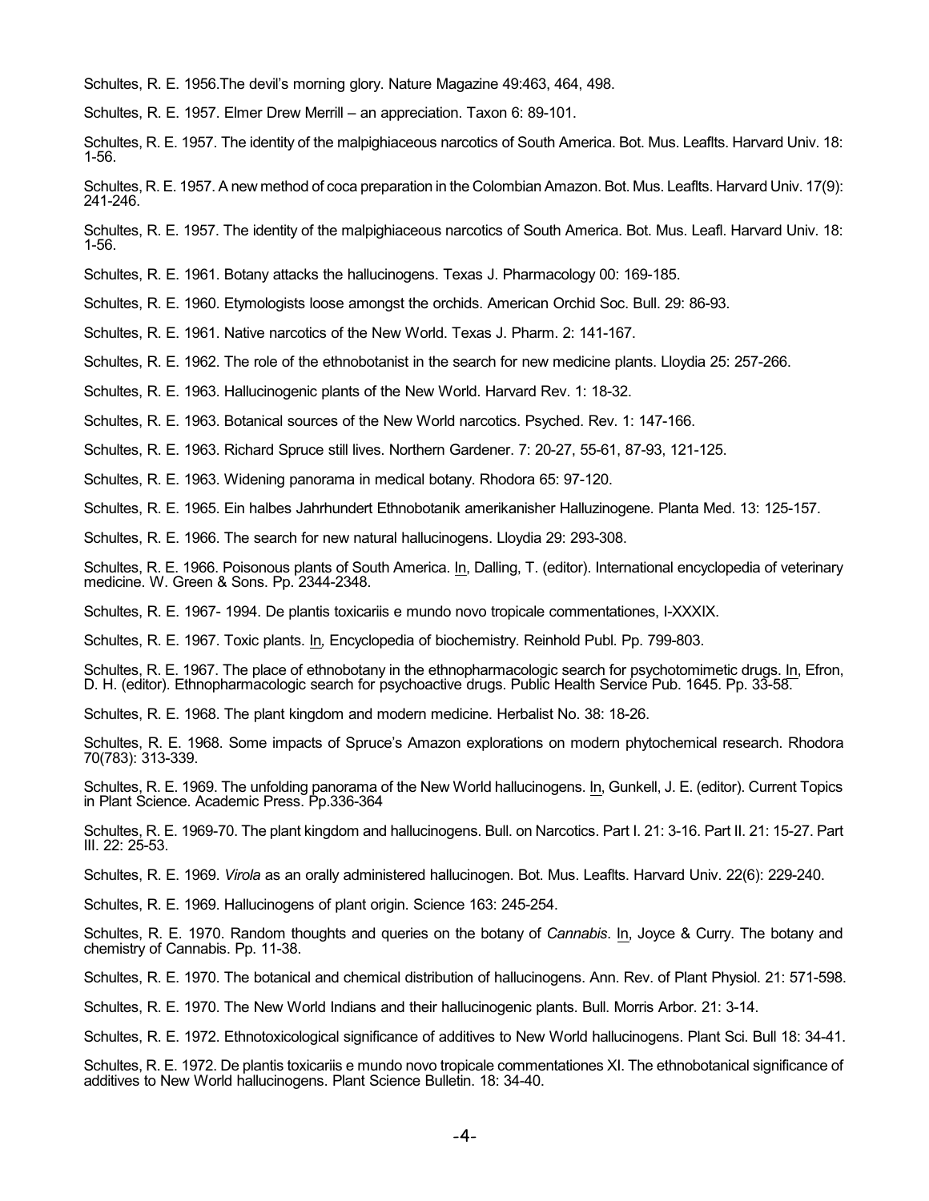Schultes, R. E. 1956.The devil's morning glory. Nature Magazine 49:463, 464, 498.

Schultes, R. E. 1957. Elmer Drew Merrill – an appreciation. Taxon 6: 89-101.

Schultes, R. E. 1957. The identity of the malpighiaceous narcotics of South America. Bot. Mus. Leaflts. Harvard Univ. 18: 1-56.

Schultes, R. E. 1957. A new method of coca preparation in the Colombian Amazon. Bot. Mus. Leaflts. Harvard Univ. 17(9): 241-246.

Schultes, R. E. 1957. The identity of the malpighiaceous narcotics of South America. Bot. Mus. Leafl. Harvard Univ. 18: 1-56.

Schultes, R. E. 1961. Botany attacks the hallucinogens. Texas J. Pharmacology 00: 169-185.

Schultes, R. E. 1960. Etymologists loose amongst the orchids. American Orchid Soc. Bull. 29: 86-93.

Schultes, R. E. 1961. Native narcotics of the New World. Texas J. Pharm. 2: 141-167.

Schultes, R. E. 1962. The role of the ethnobotanist in the search for new medicine plants. Lloydia 25: 257-266.

Schultes, R. E. 1963. Hallucinogenic plants of the New World. Harvard Rev. 1: 18-32.

Schultes, R. E. 1963. Botanical sources of the New World narcotics. Psyched. Rev. 1: 147-166.

Schultes, R. E. 1963. Richard Spruce still lives. Northern Gardener. 7: 20-27, 55-61, 87-93, 121-125.

Schultes, R. E. 1963. Widening panorama in medical botany. Rhodora 65: 97-120.

Schultes, R. E. 1965. Ein halbes Jahrhundert Ethnobotanik amerikanisher Halluzinogene. Planta Med. 13: 125-157.

Schultes, R. E. 1966. The search for new natural hallucinogens. Lloydia 29: 293-308.

Schultes, R. E. 1966. Poisonous plants of South America. In, Dalling, T. (editor). International encyclopedia of veterinary medicine. W. Green & Sons. Pp. 2344-2348.

Schultes, R. E. 1967- 1994. De plantis toxicariis e mundo novo tropicale commentationes, I-XXXIX.

Schultes, R. E. 1967. Toxic plants. In, Encyclopedia of biochemistry. Reinhold Publ. Pp. 799-803.

Schultes, R. E. 1967. The place of ethnobotany in the ethnopharmacologic search for psychotomimetic drugs. In, Efron, D. H. (editor). Ethnopharmacologic search for psychoactive drugs. Public Health Service Pub. 1645. Pp. 33-58.

Schultes, R. E. 1968. The plant kingdom and modern medicine. Herbalist No. 38: 18-26.

Schultes, R. E. 1968. Some impacts of Spruce's Amazon explorations on modern phytochemical research. Rhodora 70(783): 313-339.

Schultes, R. E. 1969. The unfolding panorama of the New World hallucinogens. In, Gunkell, J. E. (editor). Current Topics in Plant Science. Academic Press. Pp.336-364

Schultes, R. E. 1969-70. The plant kingdom and hallucinogens. Bull. on Narcotics. Part I. 21: 3-16. Part II. 21: 15-27. Part III. 22: 25-53.

Schultes, R. E. 1969. *Virola* as an orally administered hallucinogen. Bot. Mus. Leaflts. Harvard Univ. 22(6): 229-240.

Schultes, R. E. 1969. Hallucinogens of plant origin. Science 163: 245-254.

Schultes, R. E. 1970. Random thoughts and queries on the botany of *Cannabis*. In, Joyce & Curry. The botany and chemistry of Cannabis. Pp. 11-38.

Schultes, R. E. 1970. The botanical and chemical distribution of hallucinogens. Ann. Rev. of Plant Physiol. 21: 571-598.

Schultes, R. E. 1970. The New World Indians and their hallucinogenic plants. Bull. Morris Arbor. 21: 3-14.

Schultes, R. E. 1972. Ethnotoxicological significance of additives to New World hallucinogens. Plant Sci. Bull 18: 34-41.

Schultes, R. E. 1972. De plantis toxicariis e mundo novo tropicale commentationes XI. The ethnobotanical significance of additives to New World hallucinogens. Plant Science Bulletin. 18: 34-40.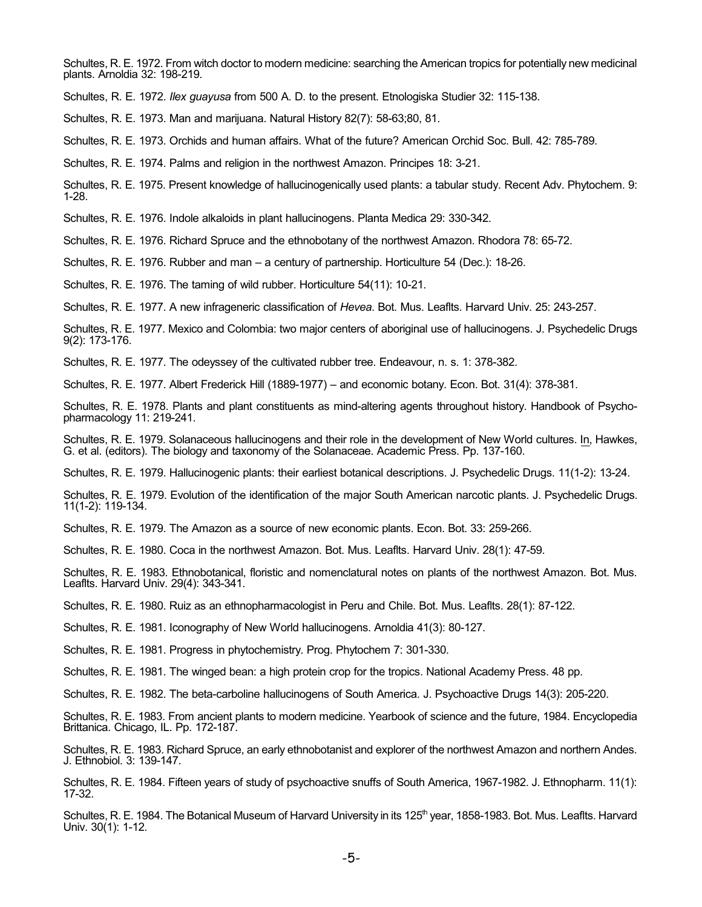Schultes, R. E. 1972. From witch doctor to modern medicine: searching the American tropics for potentially new medicinal plants. Arnoldia 32: 198-219.

Schultes, R. E. 1972. *Ilex guayusa* from 500 A. D. to the present. Etnologiska Studier 32: 115-138.

Schultes, R. E. 1973. Man and marijuana. Natural History 82(7): 58-63;80, 81.

Schultes, R. E. 1973. Orchids and human affairs. What of the future? American Orchid Soc. Bull. 42: 785-789.

Schultes, R. E. 1974. Palms and religion in the northwest Amazon. Principes 18: 3-21.

Schultes, R. E. 1975. Present knowledge of hallucinogenically used plants: a tabular study. Recent Adv. Phytochem. 9: 1-28.

Schultes, R. E. 1976. Indole alkaloids in plant hallucinogens. Planta Medica 29: 330-342.

Schultes, R. E. 1976. Richard Spruce and the ethnobotany of the northwest Amazon. Rhodora 78: 65-72.

Schultes, R. E. 1976. Rubber and man – a century of partnership. Horticulture 54 (Dec.): 18-26.

Schultes, R. E. 1976. The taming of wild rubber. Horticulture 54(11): 10-21.

Schultes, R. E. 1977. A new infrageneric classification of *Hevea*. Bot. Mus. Leaflts. Harvard Univ. 25: 243-257.

Schultes, R. E. 1977. Mexico and Colombia: two major centers of aboriginal use of hallucinogens. J. Psychedelic Drugs 9(2): 173-176.

Schultes, R. E. 1977. The odeyssey of the cultivated rubber tree. Endeavour, n. s. 1: 378-382.

Schultes, R. E. 1977. Albert Frederick Hill (1889-1977) – and economic botany. Econ. Bot. 31(4): 378-381.

Schultes, R. E. 1978. Plants and plant constituents as mind-altering agents throughout history. Handbook of Psycho-pharmacology 11: 219-241.

Schultes, R. E. 1979. Solanaceous hallucinogens and their role in the development of New World cultures. In, Hawkes, G. et al. (editors). The biology and taxonomy of the Solanaceae. Academic Press. Pp. 137-160.

Schultes, R. E. 1979. Hallucinogenic plants: their earliest botanical descriptions. J. Psychedelic Drugs. 11(1-2): 13-24.

Schultes, R. E. 1979. Evolution of the identification of the major South American narcotic plants. J. Psychedelic Drugs. 11(1-2): 119-134.

Schultes, R. E. 1979. The Amazon as a source of new economic plants. Econ. Bot. 33: 259-266.

Schultes, R. E. 1980. Coca in the northwest Amazon. Bot. Mus. Leaflts. Harvard Univ. 28(1): 47-59.

Schultes, R. E. 1983. Ethnobotanical, floristic and nomenclatural notes on plants of the northwest Amazon. Bot. Mus. Leaflts. Harvard Univ. 29(4): 343-341.

Schultes, R. E. 1980. Ruiz as an ethnopharmacologist in Peru and Chile. Bot. Mus. Leaflts. 28(1): 87-122.

Schultes, R. E. 1981. Iconography of New World hallucinogens. Arnoldia 41(3): 80-127.

Schultes, R. E. 1981. Progress in phytochemistry. Prog. Phytochem 7: 301-330.

Schultes, R. E. 1981. The winged bean: a high protein crop for the tropics. National Academy Press. 48 pp.

Schultes, R. E. 1982. The beta-carboline hallucinogens of South America. J. Psychoactive Drugs 14(3): 205-220.

Schultes, R. E. 1983. From ancient plants to modern medicine. Yearbook of science and the future, 1984. Encyclopedia Brittanica. Chicago, IL. Pp. 172-187.

Schultes, R. E. 1983. Richard Spruce, an early ethnobotanist and explorer of the northwest Amazon and northern Andes. J. Ethnobiol. 3: 139-147.

Schultes, R. E. 1984. Fifteen years of study of psychoactive snuffs of South America, 1967-1982. J. Ethnopharm. 11(1): 17-32.

Schultes, R. E. 1984. The Botanical Museum of Harvard University in its 125th year, 1858-1983. Bot. Mus. Leaflts. Harvard Univ. 30(1): 1-12.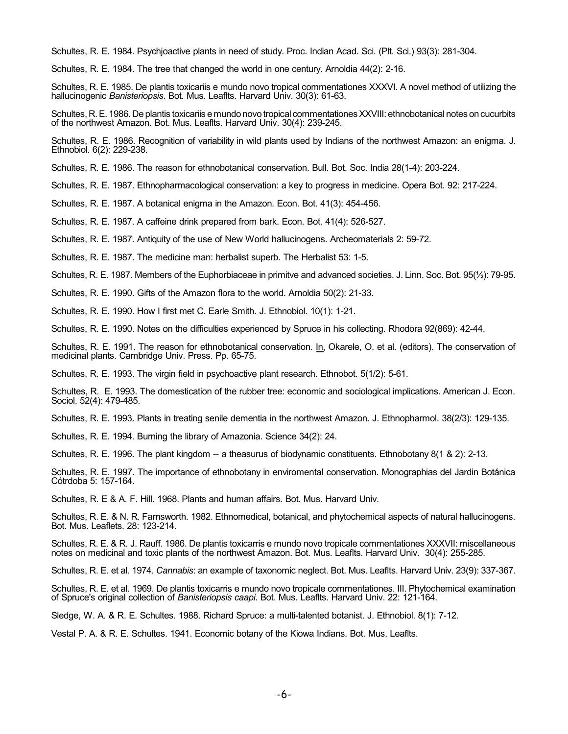Schultes, R. E. 1984. Psychjoactive plants in need of study. Proc. Indian Acad. Sci. (Plt. Sci.) 93(3): 281-304.

Schultes, R. E. 1984. The tree that changed the world in one century. Arnoldia 44(2): 2-16.

Schultes, R. E. 1985. De plantis toxicariis e mundo novo tropical commentationes XXXVI. A novel method of utilizing the hallucinogenic *Banisteriopsis*. Bot. Mus. Leaflts. Harvard Univ. 30(3): 61-63.

Schultes, R. E. 1986. De plantis toxicariis e mundo novo tropical commentationes XXVIII: ethnobotanical notes on cucurbits of the northwest Amazon. Bot. Mus. Leaflts. Harvard Univ. 30(4): 239-245.

Schultes, R. E. 1986. Recognition of variability in wild plants used by Indians of the northwest Amazon: an enigma. J. Ethnobiol. 6(2): 229-238.

Schultes, R. E. 1986. The reason for ethnobotanical conservation. Bull. Bot. Soc. India 28(1-4): 203-224.

Schultes, R. E. 1987. Ethnopharmacological conservation: a key to progress in medicine. Opera Bot. 92: 217-224.

Schultes, R. E. 1987. A botanical enigma in the Amazon. Econ. Bot. 41(3): 454-456.

Schultes, R. E. 1987. A caffeine drink prepared from bark. Econ. Bot. 41(4): 526-527.

Schultes, R. E. 1987. Antiquity of the use of New World hallucinogens. Archeomaterials 2: 59-72.

Schultes, R. E. 1987. The medicine man: herbalist superb. The Herbalist 53: 1-5.

Schultes, R. E. 1987. Members of the Euphorbiaceae in primitve and advanced societies. J. Linn. Soc. Bot. 95(½): 79-95.

Schultes, R. E. 1990. Gifts of the Amazon flora to the world. Arnoldia 50(2): 21-33.

Schultes, R. E. 1990. How I first met C. Earle Smith. J. Ethnobiol. 10(1): 1-21.

Schultes, R. E. 1990. Notes on the difficulties experienced by Spruce in his collecting. Rhodora 92(869): 42-44.

Schultes, R. E. 1991. The reason for ethnobotanical conservation. In, Okarele, O. et al. (editors). The conservation of medicinal plants. Cambridge Univ. Press. Pp. 65-75.

Schultes, R. E. 1993. The virgin field in psychoactive plant research. Ethnobot. 5(1/2): 5-61.

Schultes, R. E. 1993. The domestication of the rubber tree: economic and sociological implications. American J. Econ. Sociol. 52(4): 479-485.

Schultes, R. E. 1993. Plants in treating senile dementia in the northwest Amazon. J. Ethnopharmol. 38(2/3): 129-135.

Schultes, R. E. 1994. Burning the library of Amazonia. Science 34(2): 24.

Schultes, R. E. 1996. The plant kingdom -- a theasurus of biodynamic constituents. Ethnobotany 8(1 & 2): 2-13.

Schultes, R. E. 1997. The importance of ethnobotany in enviromental conservation. Monographias del Jardin Botánica Cótrdoba 5: 157-164.

Schultes, R. E & A. F. Hill. 1968. Plants and human affairs. Bot. Mus. Harvard Univ.

Schultes, R. E. & N. R. Farnsworth. 1982. Ethnomedical, botanical, and phytochemical aspects of natural hallucinogens. Bot. Mus. Leaflets. 28: 123-214.

Schultes, R. E. & R. J. Rauff. 1986. De plantis toxicarris e mundo novo tropicale commentationes XXXVII: miscellaneous notes on medicinal and toxic plants of the northwest Amazon. Bot. Mus. Leaflts. Harvard Univ. 30(4): 255-285.

Schultes, R. E. et al. 1974. *Cannabis*: an example of taxonomic neglect. Bot. Mus. Leaflts. Harvard Univ. 23(9): 337-367.

Schultes, R. E. et al. 1969. De plantis toxicarris e mundo novo tropicale commentationes. III. Phytochemical examination of Spruce's original collection of *Banisteriopsis caapi*. Bot. Mus. Leaflts. Harvard Univ. 22: 121-164.

Sledge, W. A. & R. E. Schultes. 1988. Richard Spruce: a multi-talented botanist. J. Ethnobiol. 8(1): 7-12.

Vestal P. A. & R. E. Schultes. 1941. Economic botany of the Kiowa Indians. Bot. Mus. Leaflts.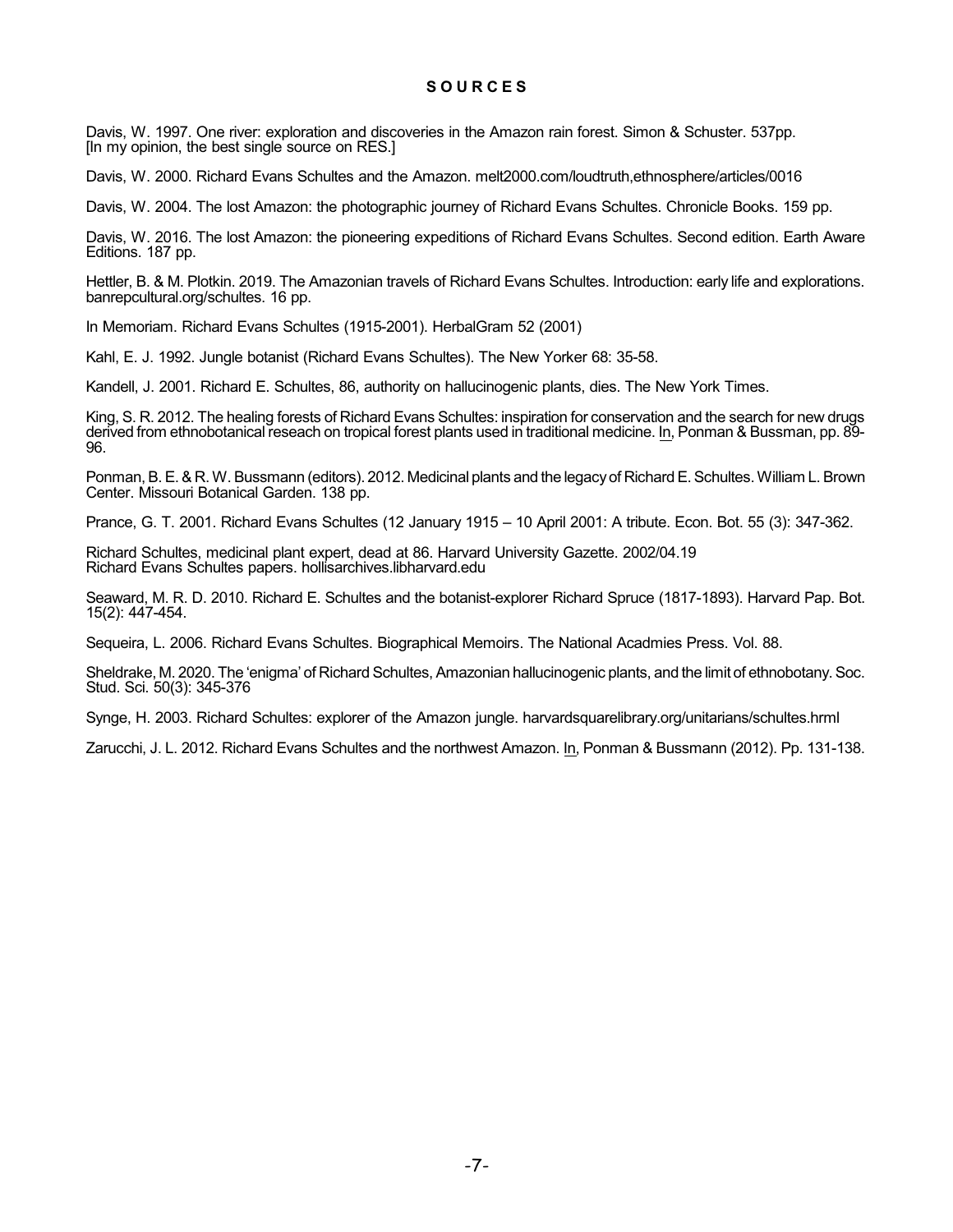# SOURCES

Davis, W. 1997. One river: exploration and discoveries in the Amazon rain forest. Simon & Schuster. 537pp. [In my opinion, the best single source on RES.]

Davis, W. 2000. Richard Evans Schultes and the Amazon. melt2000.com/loudtruth,ethnosphere/articles/0016

Davis, W. 2004. The lost Amazon: the photographic journey of Richard Evans Schultes. Chronicle Books. 159 pp.

Davis, W. 2016. The lost Amazon: the pioneering expeditions of Richard Evans Schultes. Second edition. Earth Aware Editions. 187 pp.

Hettler, B. & M. Plotkin. 2019. The Amazonian travels of Richard Evans Schultes. Introduction: early life and explorations. banrepcultural.org/schultes. 16 pp.

In Memoriam. Richard Evans Schultes (1915-2001). HerbalGram 52 (2001)

Kahl, E. J. 1992. Jungle botanist (Richard Evans Schultes). The New Yorker 68: 35-58.

Kandell, J. 2001. Richard E. Schultes, 86, authority on hallucinogenic plants, dies. The New York Times.

King, S. R. 2012. The healing forests of Richard Evans Schultes: inspiration for conservation and the search for new drugs derived from ethnobotanical reseach on tropical forest plants used in traditional medicine. In, Ponman & Bussman, pp. 89-96.

Ponman, B. E. & R. W. Bussmann (editors). 2012. Medicinal plants and the legacy of Richard E. Schultes. William L. Brown Center. Missouri Botanical Garden. 138 pp.

Prance, G. T. 2001. Richard Evans Schultes (12 January 1915 – 10 April 2001: A tribute. Econ. Bot. 55 (3): 347-362.

Richard Schultes, medicinal plant expert, dead at 86. Harvard University Gazette. 2002/04.19
Richard Evans Schultes papers. hollisarchives.libharvard.edu

Seaward, M. R. D. 2010. Richard E. Schultes and the botanist-explorer Richard Spruce (1817-1893). Harvard Pap. Bot. 15(2): 447-454.

Sequeira, L. 2006. Richard Evans Schultes. Biographical Memoirs. The National Acadmies Press. Vol. 88.

Sheldrake, M. 2020. The 'enigma' of Richard Schultes, Amazonian hallucinogenic plants, and the limit of ethnobotany. Soc. Stud. Sci. 50(3): 345-376

Synge, H. 2003. Richard Schultes: explorer of the Amazon jungle. harvardsquarelibrary.org/unitarians/schultes.hrml

Zarucchi, J. L. 2012. Richard Evans Schultes and the northwest Amazon. In, Ponman & Bussmann (2012). Pp. 131-138.